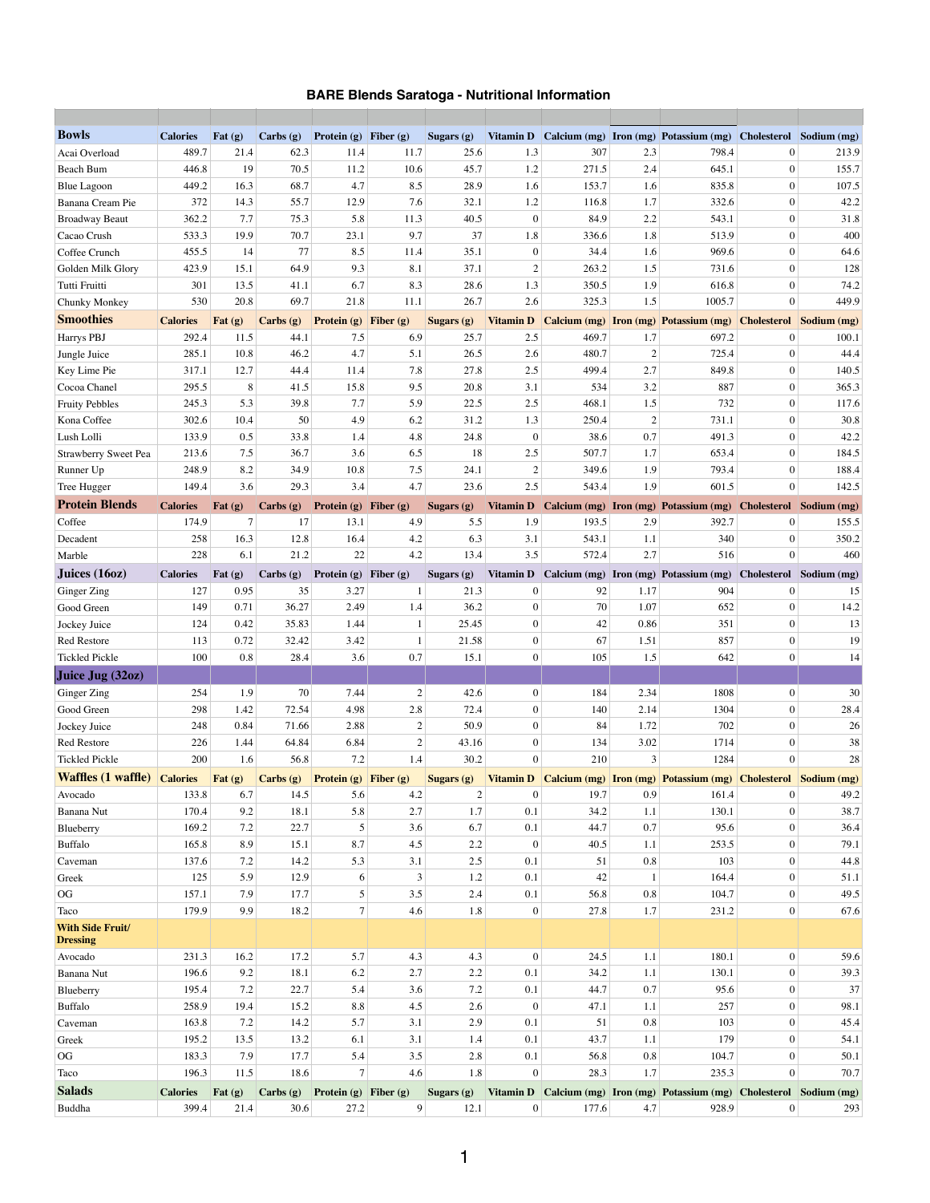# BARE Blends Saratoga - Nutritional Information

| Bowls | Calories | Fat (g) | Carbs (g) | Protein (g) | Fiber (g) | Sugars (g) | Vitamin D | Calcium (mg) | Iron (mg) | Potassium (mg) | Cholesterol | Sodium (mg) |
|---|---|---|---|---|---|---|---|---|---|---|---|---|
| Acai Overload | 489.7 | 21.4 | 62.3 | 11.4 | 11.7 | 25.6 | 1.3 | 307 | 2.3 | 798.4 | 0 | 213.9 |
| Beach Bum | 446.8 | 19 | 70.5 | 11.2 | 10.6 | 45.7 | 1.2 | 271.5 | 2.4 | 645.1 | 0 | 155.7 |
| Blue Lagoon | 449.2 | 16.3 | 68.7 | 4.7 | 8.5 | 28.9 | 1.6 | 153.7 | 1.6 | 835.8 | 0 | 107.5 |
| Banana Cream Pie | 372 | 14.3 | 55.7 | 12.9 | 7.6 | 32.1 | 1.2 | 116.8 | 1.7 | 332.6 | 0 | 42.2 |
| Broadway Beaut | 362.2 | 7.7 | 75.3 | 5.8 | 11.3 | 40.5 | 0 | 84.9 | 2.2 | 543.1 | 0 | 31.8 |
| Cacao Crush | 533.3 | 19.9 | 70.7 | 23.1 | 9.7 | 37 | 1.8 | 336.6 | 1.8 | 513.9 | 0 | 400 |
| Coffee Crunch | 455.5 | 14 | 77 | 8.5 | 11.4 | 35.1 | 0 | 34.4 | 1.6 | 969.6 | 0 | 64.6 |
| Golden Milk Glory | 423.9 | 15.1 | 64.9 | 9.3 | 8.1 | 37.1 | 2 | 263.2 | 1.5 | 731.6 | 0 | 128 |
| Tutti Fruitti | 301 | 13.5 | 41.1 | 6.7 | 8.3 | 28.6 | 1.3 | 350.5 | 1.9 | 616.8 | 0 | 74.2 |
| Chunky Monkey | 530 | 20.8 | 69.7 | 21.8 | 11.1 | 26.7 | 2.6 | 325.3 | 1.5 | 1005.7 | 0 | 449.9 |
| **Smoothies** | **Calories** | **Fat (g)** | **Carbs (g)** | **Protein (g)** | **Fiber (g)** | **Sugars (g)** | **Vitamin D** | **Calcium (mg)** | **Iron (mg)** | **Potassium (mg)** | **Cholesterol** | **Sodium (mg)** |
| Harrys PBJ | 292.4 | 11.5 | 44.1 | 7.5 | 6.9 | 25.7 | 2.5 | 469.7 | 1.7 | 697.2 | 0 | 100.1 |
| Jungle Juice | 285.1 | 10.8 | 46.2 | 4.7 | 5.1 | 26.5 | 2.6 | 480.7 | 2 | 725.4 | 0 | 44.4 |
| Key Lime Pie | 317.1 | 12.7 | 44.4 | 11.4 | 7.8 | 27.8 | 2.5 | 499.4 | 2.7 | 849.8 | 0 | 140.5 |
| Cocoa Chanel | 295.5 | 8 | 41.5 | 15.8 | 9.5 | 20.8 | 3.1 | 534 | 3.2 | 887 | 0 | 365.3 |
| Fruity Pebbles | 245.3 | 5.3 | 39.8 | 7.7 | 5.9 | 22.5 | 2.5 | 468.1 | 1.5 | 732 | 0 | 117.6 |
| Kona Coffee | 302.6 | 10.4 | 50 | 4.9 | 6.2 | 31.2 | 1.3 | 250.4 | 2 | 731.1 | 0 | 30.8 |
| Lush Lolli | 133.9 | 0.5 | 33.8 | 1.4 | 4.8 | 24.8 | 0 | 38.6 | 0.7 | 491.3 | 0 | 42.2 |
| Strawberry Sweet Pea | 213.6 | 7.5 | 36.7 | 3.6 | 6.5 | 18 | 2.5 | 507.7 | 1.7 | 653.4 | 0 | 184.5 |
| Runner Up | 248.9 | 8.2 | 34.9 | 10.8 | 7.5 | 24.1 | 2 | 349.6 | 1.9 | 793.4 | 0 | 188.4 |
| Tree Hugger | 149.4 | 3.6 | 29.3 | 3.4 | 4.7 | 23.6 | 2.5 | 543.4 | 1.9 | 601.5 | 0 | 142.5 |
| **Protein Blends** | **Calories** | **Fat (g)** | **Carbs (g)** | **Protein (g)** | **Fiber (g)** | **Sugars (g)** | **Vitamin D** | **Calcium (mg)** | **Iron (mg)** | **Potassium (mg)** | **Cholesterol** | **Sodium (mg)** |
| Coffee | 174.9 | 7 | 17 | 13.1 | 4.9 | 5.5 | 1.9 | 193.5 | 2.9 | 392.7 | 0 | 155.5 |
| Decadent | 258 | 16.3 | 12.8 | 16.4 | 4.2 | 6.3 | 3.1 | 543.1 | 1.1 | 340 | 0 | 350.2 |
| Marble | 228 | 6.1 | 21.2 | 22 | 4.2 | 13.4 | 3.5 | 572.4 | 2.7 | 516 | 0 | 460 |
| **Juices (16oz)** | **Calories** | **Fat (g)** | **Carbs (g)** | **Protein (g)** | **Fiber (g)** | **Sugars (g)** | **Vitamin D** | **Calcium (mg)** | **Iron (mg)** | **Potassium (mg)** | **Cholesterol** | **Sodium (mg)** |
| Ginger Zing | 127 | 0.95 | 35 | 3.27 | 1 | 21.3 | 0 | 92 | 1.17 | 904 | 0 | 15 |
| Good Green | 149 | 0.71 | 36.27 | 2.49 | 1.4 | 36.2 | 0 | 70 | 1.07 | 652 | 0 | 14.2 |
| Jockey Juice | 124 | 0.42 | 35.83 | 1.44 | 1 | 25.45 | 0 | 42 | 0.86 | 351 | 0 | 13 |
| Red Restore | 113 | 0.72 | 32.42 | 3.42 | 1 | 21.58 | 0 | 67 | 1.51 | 857 | 0 | 19 |
| Tickled Pickle | 100 | 0.8 | 28.4 | 3.6 | 0.7 | 15.1 | 0 | 105 | 1.5 | 642 | 0 | 14 |
| **Juice Jug (32oz)** | | | | | | | | | | | | |
| Ginger Zing | 254 | 1.9 | 70 | 7.44 | 2 | 42.6 | 0 | 184 | 2.34 | 1808 | 0 | 30 |
| Good Green | 298 | 1.42 | 72.54 | 4.98 | 2.8 | 72.4 | 0 | 140 | 2.14 | 1304 | 0 | 28.4 |
| Jockey Juice | 248 | 0.84 | 71.66 | 2.88 | 2 | 50.9 | 0 | 84 | 1.72 | 702 | 0 | 26 |
| Red Restore | 226 | 1.44 | 64.84 | 6.84 | 2 | 43.16 | 0 | 134 | 3.02 | 1714 | 0 | 38 |
| Tickled Pickle | 200 | 1.6 | 56.8 | 7.2 | 1.4 | 30.2 | 0 | 210 | 3 | 1284 | 0 | 28 |
| **Waffles (1 waffle)** | **Calories** | **Fat (g)** | **Carbs (g)** | **Protein (g)** | **Fiber (g)** | **Sugars (g)** | **Vitamin D** | **Calcium (mg)** | **Iron (mg)** | **Potassium (mg)** | **Cholesterol** | **Sodium (mg)** |
| Avocado | 133.8 | 6.7 | 14.5 | 5.6 | 4.2 | 2 | 0 | 19.7 | 0.9 | 161.4 | 0 | 49.2 |
| Banana Nut | 170.4 | 9.2 | 18.1 | 5.8 | 2.7 | 1.7 | 0.1 | 34.2 | 1.1 | 130.1 | 0 | 38.7 |
| Blueberry | 169.2 | 7.2 | 22.7 | 5 | 3.6 | 6.7 | 0.1 | 44.7 | 0.7 | 95.6 | 0 | 36.4 |
| Buffalo | 165.8 | 8.9 | 15.1 | 8.7 | 4.5 | 2.2 | 0 | 40.5 | 1.1 | 253.5 | 0 | 79.1 |
| Caveman | 137.6 | 7.2 | 14.2 | 5.3 | 3.1 | 2.5 | 0.1 | 51 | 0.8 | 103 | 0 | 44.8 |
| Greek | 125 | 5.9 | 12.9 | 6 | 3 | 1.2 | 0.1 | 42 | 1 | 164.4 | 0 | 51.1 |
| OG | 157.1 | 7.9 | 17.7 | 5 | 3.5 | 2.4 | 0.1 | 56.8 | 0.8 | 104.7 | 0 | 49.5 |
| Taco | 179.9 | 9.9 | 18.2 | 7 | 4.6 | 1.8 | 0 | 27.8 | 1.7 | 231.2 | 0 | 67.6 |
| **With Side Fruit/ Dressing** | | | | | | | | | | | | |
| Avocado | 231.3 | 16.2 | 17.2 | 5.7 | 4.3 | 4.3 | 0 | 24.5 | 1.1 | 180.1 | 0 | 59.6 |
| Banana Nut | 196.6 | 9.2 | 18.1 | 6.2 | 2.7 | 2.2 | 0.1 | 34.2 | 1.1 | 130.1 | 0 | 39.3 |
| Blueberry | 195.4 | 7.2 | 22.7 | 5.4 | 3.6 | 7.2 | 0.1 | 44.7 | 0.7 | 95.6 | 0 | 37 |
| Buffalo | 258.9 | 19.4 | 15.2 | 8.8 | 4.5 | 2.6 | 0 | 47.1 | 1.1 | 257 | 0 | 98.1 |
| Caveman | 163.8 | 7.2 | 14.2 | 5.7 | 3.1 | 2.9 | 0.1 | 51 | 0.8 | 103 | 0 | 45.4 |
| Greek | 195.2 | 13.5 | 13.2 | 6.1 | 3.1 | 1.4 | 0.1 | 43.7 | 1.1 | 179 | 0 | 54.1 |
| OG | 183.3 | 7.9 | 17.7 | 5.4 | 3.5 | 2.8 | 0.1 | 56.8 | 0.8 | 104.7 | 0 | 50.1 |
| Taco | 196.3 | 11.5 | 18.6 | 7 | 4.6 | 1.8 | 0 | 28.3 | 1.7 | 235.3 | 0 | 70.7 |
| **Salads** | **Calories** | **Fat (g)** | **Carbs (g)** | **Protein (g)** | **Fiber (g)** | **Sugars (g)** | **Vitamin D** | **Calcium (mg)** | **Iron (mg)** | **Potassium (mg)** | **Cholesterol** | **Sodium (mg)** |
| Buddha | 399.4 | 21.4 | 30.6 | 27.2 | 9 | 12.1 | 0 | 177.6 | 4.7 | 928.9 | 0 | 293 |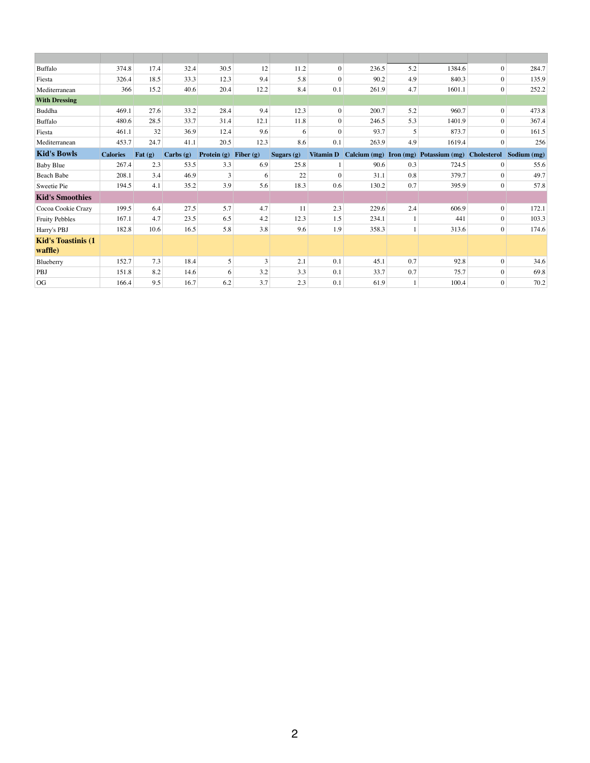| | | | | | | | | | | | | |
|---|---|---|---|---|---|---|---|---|---|---|---|---|
| Buffalo | 374.8 | 17.4 | 32.4 | 30.5 | 12 | 11.2 | 0 | 236.5 | 5.2 | 1384.6 | 0 | 284.7 |
| Fiesta | 326.4 | 18.5 | 33.3 | 12.3 | 9.4 | 5.8 | 0 | 90.2 | 4.9 | 840.3 | 0 | 135.9 |
| Mediterranean | 366 | 15.2 | 40.6 | 20.4 | 12.2 | 8.4 | 0.1 | 261.9 | 4.7 | 1601.1 | 0 | 252.2 |
| **With Dressing** | | | | | | | | | | | | |
| Buddha | 469.1 | 27.6 | 33.2 | 28.4 | 9.4 | 12.3 | 0 | 200.7 | 5.2 | 960.7 | 0 | 473.8 |
| Buffalo | 480.6 | 28.5 | 33.7 | 31.4 | 12.1 | 11.8 | 0 | 246.5 | 5.3 | 1401.9 | 0 | 367.4 |
| Fiesta | 461.1 | 32 | 36.9 | 12.4 | 9.6 | 6 | 0 | 93.7 | 5 | 873.7 | 0 | 161.5 |
| Mediterranean | 453.7 | 24.7 | 41.1 | 20.5 | 12.3 | 8.6 | 0.1 | 263.9 | 4.9 | 1619.4 | 0 | 256 |
| **Kid's Bowls** | **Calories** | **Fat (g)** | **Carbs (g)** | **Protein (g)** | **Fiber (g)** | **Sugars (g)** | **Vitamin D** | **Calcium (mg)** | **Iron (mg)** | **Potassium (mg)** | **Cholesterol** | **Sodium (mg)** |
| Baby Blue | 267.4 | 2.3 | 53.5 | 3.3 | 6.9 | 25.8 | 1 | 90.6 | 0.3 | 724.5 | 0 | 55.6 |
| Beach Babe | 208.1 | 3.4 | 46.9 | 3 | 6 | 22 | 0 | 31.1 | 0.8 | 379.7 | 0 | 49.7 |
| Sweetie Pie | 194.5 | 4.1 | 35.2 | 3.9 | 5.6 | 18.3 | 0.6 | 130.2 | 0.7 | 395.9 | 0 | 57.8 |
| **Kid's Smoothies** | | | | | | | | | | | | |
| Cocoa Cookie Crazy | 199.5 | 6.4 | 27.5 | 5.7 | 4.7 | 11 | 2.3 | 229.6 | 2.4 | 606.9 | 0 | 172.1 |
| Fruity Pebbles | 167.1 | 4.7 | 23.5 | 6.5 | 4.2 | 12.3 | 1.5 | 234.1 | 1 | 441 | 0 | 103.3 |
| Harry's PBJ | 182.8 | 10.6 | 16.5 | 5.8 | 3.8 | 9.6 | 1.9 | 358.3 | 1 | 313.6 | 0 | 174.6 |
| **Kid's Toastinis (1 waffle)** | | | | | | | | | | | | |
| Blueberry | 152.7 | 7.3 | 18.4 | 5 | 3 | 2.1 | 0.1 | 45.1 | 0.7 | 92.8 | 0 | 34.6 |
| PBJ | 151.8 | 8.2 | 14.6 | 6 | 3.2 | 3.3 | 0.1 | 33.7 | 0.7 | 75.7 | 0 | 69.8 |
| OG | 166.4 | 9.5 | 16.7 | 6.2 | 3.7 | 2.3 | 0.1 | 61.9 | 1 | 100.4 | 0 | 70.2 |